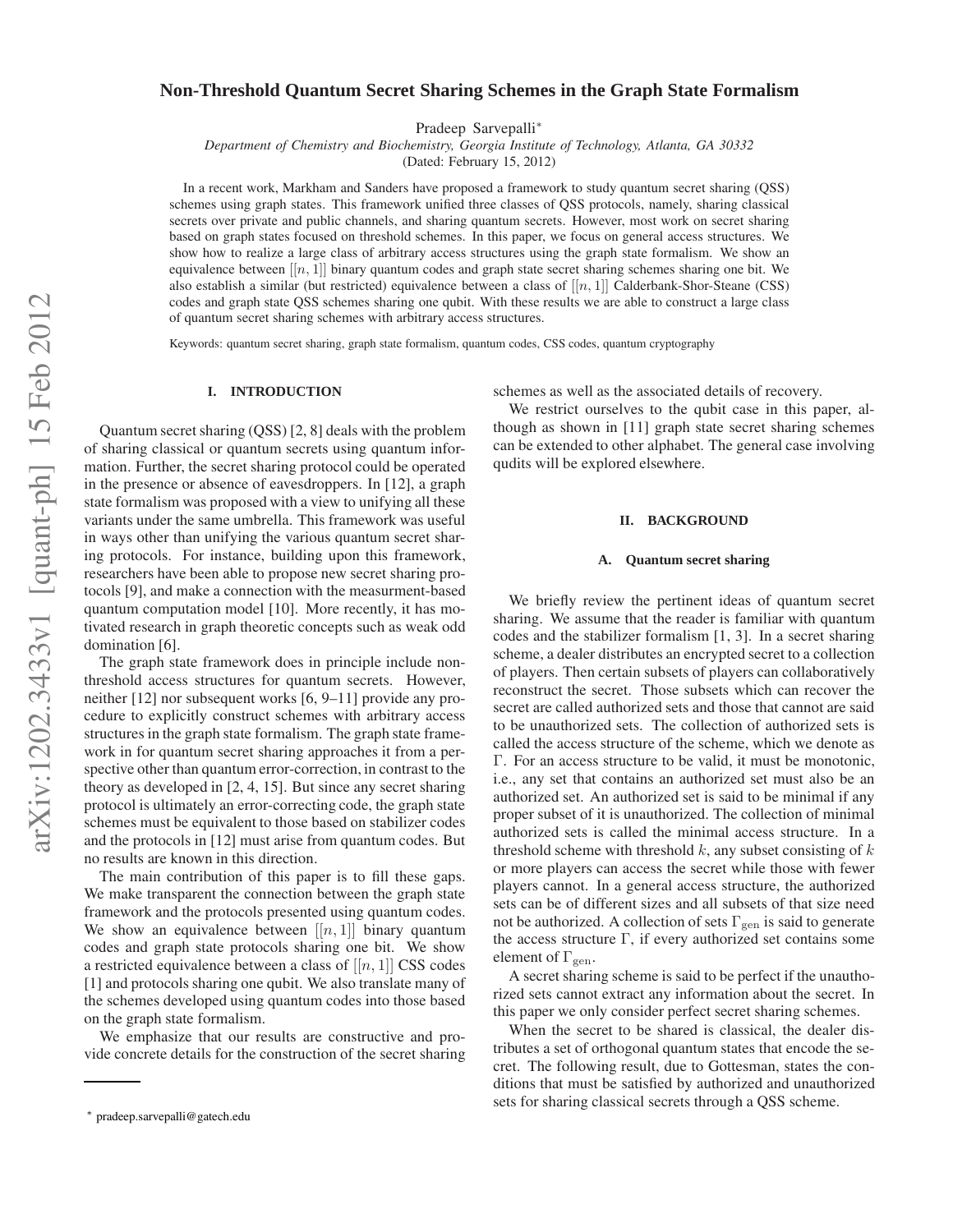# Non-Threshold Quantum Secret Sharing Schemes in the Graph State Formalism

Pradeep Sarvepalli*

*Department of Chemistry and Biochemistry, Georgia Institute of Technology, Atlanta, GA 30332*

(Dated: February 15, 2012)

In a recent work, Markham and Sanders have proposed a framework to study quantum secret sharing (QSS) schemes using graph states. This framework unified three classes of QSS protocols, namely, sharing classical secrets over private and public channels, and sharing quantum secrets. However, most work on secret sharing based on graph states focused on threshold schemes. In this paper, we focus on general access structures. We show how to realize a large class of arbitrary access structures using the graph state formalism. We show an equivalence between $[[n, 1]]$ binary quantum codes and graph state secret sharing schemes sharing one bit. We also establish a similar (but restricted) equivalence between a class of $[[n, 1]]$ Calderbank-Shor-Steane (CSS) codes and graph state QSS schemes sharing one qubit. With these results we are able to construct a large class of quantum secret sharing schemes with arbitrary access structures.

Keywords: quantum secret sharing, graph state formalism, quantum codes, CSS codes, quantum cryptography

## I. INTRODUCTION

Quantum secret sharing (QSS) [2, 8] deals with the problem of sharing classical or quantum secrets using quantum information. Further, the secret sharing protocol could be operated in the presence or absence of eavesdroppers. In [12], a graph state formalism was proposed with a view to unifying all these variants under the same umbrella. This framework was useful in ways other than unifying the various quantum secret sharing protocols. For instance, building upon this framework, researchers have been able to propose new secret sharing protocols [9], and make a connection with the measurment-based quantum computation model [10]. More recently, it has motivated research in graph theoretic concepts such as weak odd domination [6].

The graph state framework does in principle include non-threshold access structures for quantum secrets. However, neither [12] nor subsequent works [6, 9–11] provide any procedure to explicitly construct schemes with arbitrary access structures in the graph state formalism. The graph state framework in for quantum secret sharing approaches it from a perspective other than quantum error-correction, in contrast to the theory as developed in [2, 4, 15]. But since any secret sharing protocol is ultimately an error-correcting code, the graph state schemes must be equivalent to those based on stabilizer codes and the protocols in [12] must arise from quantum codes. But no results are known in this direction.

The main contribution of this paper is to fill these gaps. We make transparent the connection between the graph state framework and the protocols presented using quantum codes. We show an equivalence between $[[n, 1]]$ binary quantum codes and graph state protocols sharing one bit. We show a restricted equivalence between a class of $[[n, 1]]$ CSS codes [1] and protocols sharing one qubit. We also translate many of the schemes developed using quantum codes into those based on the graph state formalism.

We emphasize that our results are constructive and provide concrete details for the construction of the secret sharing schemes as well as the associated details of recovery.

We restrict ourselves to the qubit case in this paper, although as shown in [11] graph state secret sharing schemes can be extended to other alphabet. The general case involving qudits will be explored elsewhere.

## II. BACKGROUND

### A. Quantum secret sharing

We briefly review the pertinent ideas of quantum secret sharing. We assume that the reader is familiar with quantum codes and the stabilizer formalism [1, 3]. In a secret sharing scheme, a dealer distributes an encrypted secret to a collection of players. Then certain subsets of players can collaboratively reconstruct the secret. Those subsets which can recover the secret are called authorized sets and those that cannot are said to be unauthorized sets. The collection of authorized sets is called the access structure of the scheme, which we denote as $\Gamma$. For an access structure to be valid, it must be monotonic, i.e., any set that contains an authorized set must also be an authorized set. An authorized set is said to be minimal if any proper subset of it is unauthorized. The collection of minimal authorized sets is called the minimal access structure. In a threshold scheme with threshold $k$, any subset consisting of $k$ or more players can access the secret while those with fewer players cannot. In a general access structure, the authorized sets can be of different sizes and all subsets of that size need not be authorized. A collection of sets $\Gamma_{\rm gen}$ is said to generate the access structure $\Gamma$, if every authorized set contains some element of $\Gamma_{\rm gen}$.

A secret sharing scheme is said to be perfect if the unauthorized sets cannot extract any information about the secret. In this paper we only consider perfect secret sharing schemes.

When the secret to be shared is classical, the dealer distributes a set of orthogonal quantum states that encode the secret. The following result, due to Gottesman, states the conditions that must be satisfied by authorized and unauthorized sets for sharing classical secrets through a QSS scheme.

* pradeep.sarvepalli@gatech.edu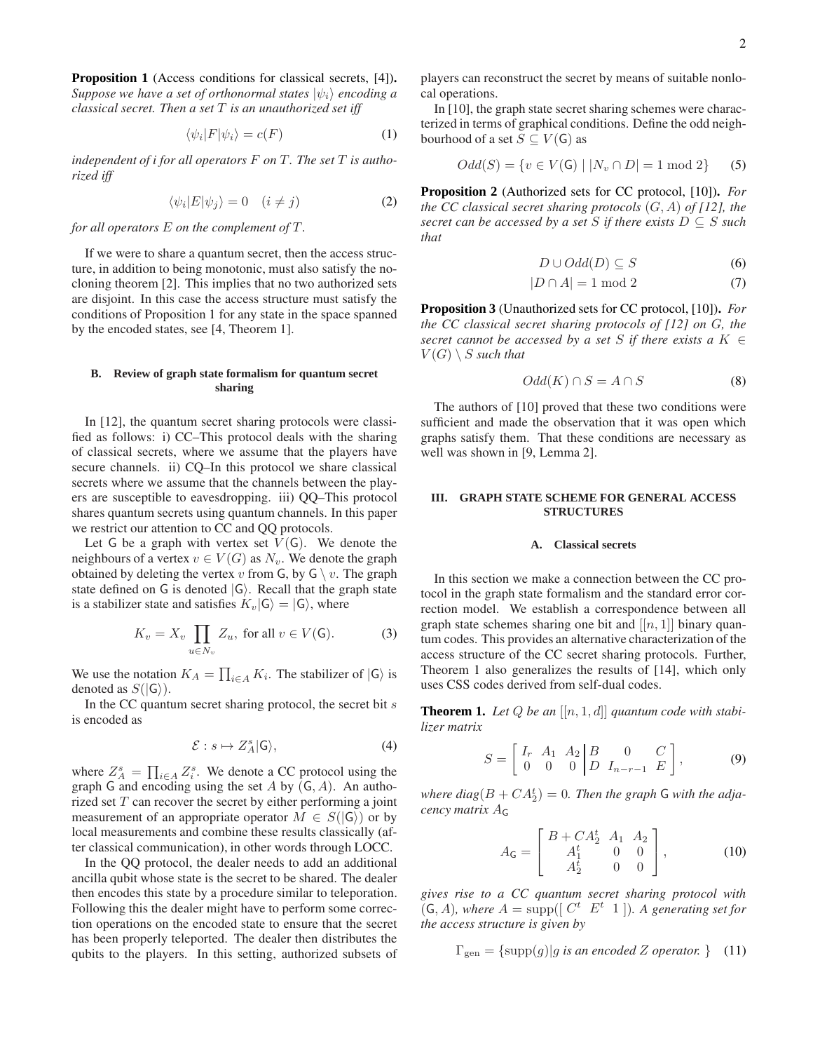**Proposition 1** (Access conditions for classical secrets, [4])**.** *Suppose we have a set of orthonormal states $|\psi_i\rangle$ encoding a classical secret. Then a set $T$ is an unauthorized set iff*

$$\langle\psi_i|F|\psi_i\rangle = c(F) \tag{1}$$

*independent of i for all operators $F$ on $T$. The set $T$ is authorized iff*

$$\langle\psi_i|E|\psi_j\rangle = 0 \quad (i \neq j) \tag{2}$$

*for all operators $E$ on the complement of $T$.*

If we were to share a quantum secret, then the access structure, in addition to being monotonic, must also satisfy the no-cloning theorem [2]. This implies that no two authorized sets are disjoint. In this case the access structure must satisfy the conditions of Proposition 1 for any state in the space spanned by the encoded states, see [4, Theorem 1].

### B. Review of graph state formalism for quantum secret sharing

In [12], the quantum secret sharing protocols were classified as follows: i) CC–This protocol deals with the sharing of classical secrets, where we assume that the players have secure channels. ii) CQ–In this protocol we share classical secrets where we assume that the channels between the players are susceptible to eavesdropping. iii) QQ–This protocol shares quantum secrets using quantum channels. In this paper we restrict our attention to CC and QQ protocols.

Let $\mathsf{G}$ be a graph with vertex set $V(\mathsf{G})$. We denote the neighbours of a vertex $v \in V(G)$ as $N_v$. We denote the graph obtained by deleting the vertex $v$ from $\mathsf{G}$, by $\mathsf{G} \setminus v$. The graph state defined on $\mathsf{G}$ is denoted $|\mathsf{G}\rangle$. Recall that the graph state is a stabilizer state and satisfies $K_v|\mathsf{G}\rangle = |\mathsf{G}\rangle$, where

$$K_v = X_v \prod_{u\in N_v} Z_u, \text{ for all } v \in V(\mathsf{G}). \tag{3}$$

We use the notation $K_A = \prod_{i\in A} K_i$. The stabilizer of $|\mathsf{G}\rangle$ is denoted as $S(|\mathsf{G}\rangle)$.

In the CC quantum secret sharing protocol, the secret bit $s$ is encoded as

$$\mathcal{E} : s \mapsto Z_A^s|\mathsf{G}\rangle, \tag{4}$$

where $Z_A^s = \prod_{i\in A} Z_i^s$. We denote a CC protocol using the graph $\mathsf{G}$ and encoding using the set $A$ by $(\mathsf{G}, A)$. An authorized set $T$ can recover the secret by either performing a joint measurement of an appropriate operator $M \in S(|\mathsf{G}\rangle)$ or by local measurements and combine these results classically (after classical communication), in other words through LOCC.

In the QQ protocol, the dealer needs to add an additional ancilla qubit whose state is the secret to be shared. The dealer then encodes this state by a procedure similar to teleporation. Following this the dealer might have to perform some correction operations on the encoded state to ensure that the secret has been properly teleported. The dealer then distributes the qubits to the players. In this setting, authorized subsets of players can reconstruct the secret by means of suitable nonlocal operations.

In [10], the graph state secret sharing schemes were characterized in terms of graphical conditions. Define the odd neighbourhood of a set $S \subseteq V(\mathsf{G})$ as

$$Odd(S) = \{v \in V(\mathsf{G}) \mid |N_v \cap D| = 1 \bmod 2\} \tag{5}$$

**Proposition 2** (Authorized sets for CC protocol, [10])**.** *For the CC classical secret sharing protocols $(G, A)$ of [12], the secret can be accessed by a set $S$ if there exists $D \subseteq S$ such that*

$$D \cup Odd(D) \subseteq S \tag{6}$$

$$|D \cap A| = 1 \bmod 2 \tag{7}$$

**Proposition 3** (Unauthorized sets for CC protocol, [10])**.** *For the CC classical secret sharing protocols of [12] on G, the secret cannot be accessed by a set $S$ if there exists a $K \in V(G) \setminus S$ such that*

$$Odd(K) \cap S = A \cap S \tag{8}$$

The authors of [10] proved that these two conditions were sufficient and made the observation that it was open which graphs satisfy them. That these conditions are necessary as well was shown in [9, Lemma 2].

## III. GRAPH STATE SCHEME FOR GENERAL ACCESS STRUCTURES

### A. Classical secrets

In this section we make a connection between the CC protocol in the graph state formalism and the standard error correction model. We establish a correspondence between all graph state schemes sharing one bit and $[[n, 1]]$ binary quantum codes. This provides an alternative characterization of the access structure of the CC secret sharing protocols. Further, Theorem 1 also generalizes the results of [14], which only uses CSS codes derived from self-dual codes.

**Theorem 1.** *Let $Q$ be an $[[n, 1, d]]$ quantum code with stabilizer matrix*

$$S = \left[\begin{array}{ccc|ccc} I_r & A_1 & A_2 & B & 0 & C \\ 0 & 0 & 0 & D & I_{n-r-1} & E \end{array}\right], \tag{9}$$

*where $diag(B + CA_2^t) = 0$. Then the graph $\mathsf{G}$ with the adjacency matrix $A_\mathsf{G}$*

$$A_\mathsf{G} = \left[\begin{array}{ccc} B + CA_2^t & A_1 & A_2 \\ A_1^t & 0 & 0 \\ A_2^t & 0 & 0 \end{array}\right], \tag{10}$$

*gives rise to a CC quantum secret sharing protocol with $(\mathsf{G}, A)$, where $A = \operatorname{supp}([\ C^t \ \ E^t \ \ 1\ ])$. A generating set for the access structure is given by*

$$\Gamma_{\text{gen}} = \{\operatorname{supp}(g) | g \text{ is an encoded } Z \text{ operator.}\ \} \tag{11}$$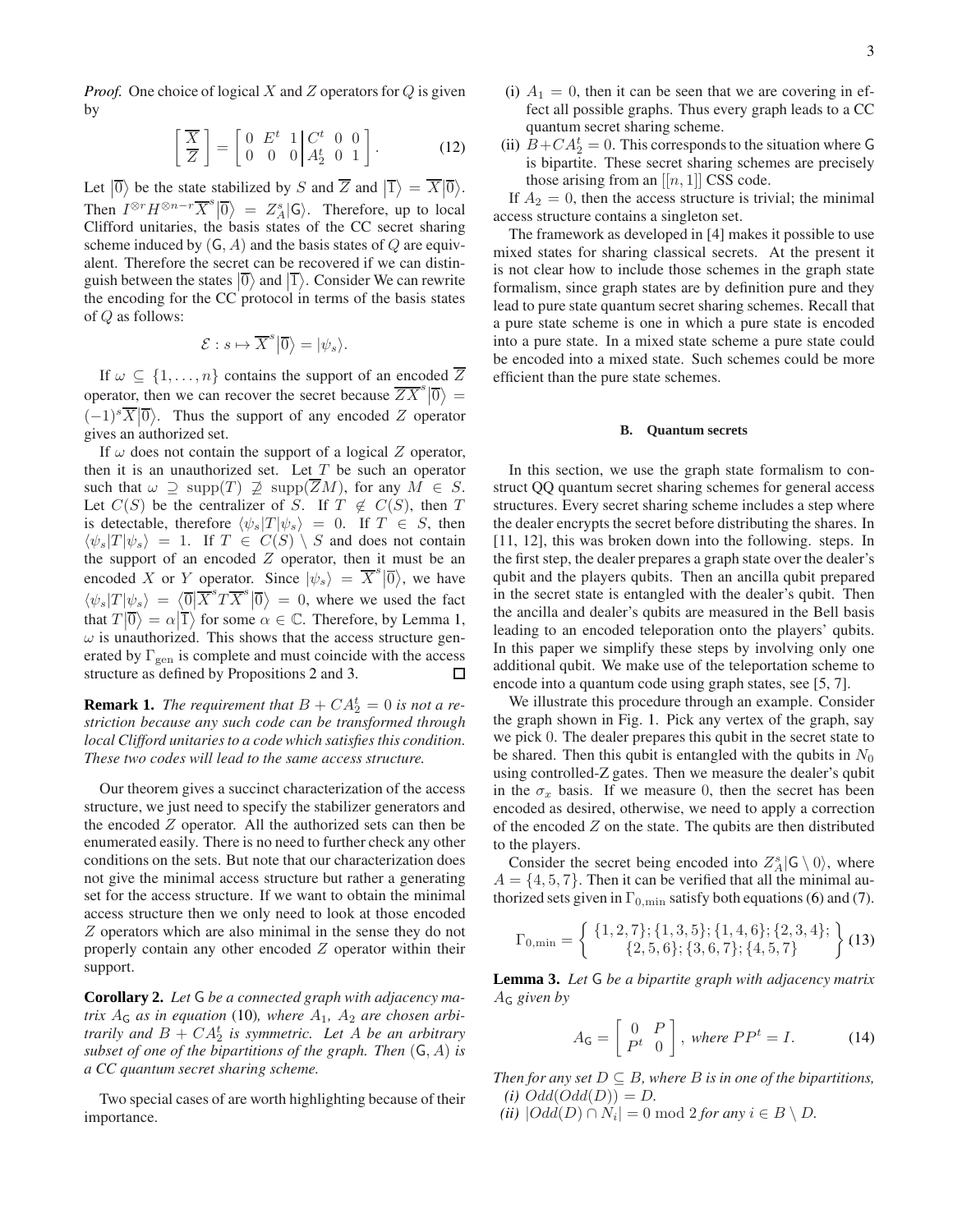*Proof.* One choice of logical $X$ and $Z$ operators for $Q$ is given by

$$\left[\begin{array}{c}\overline{X}\\ \overline{Z}\end{array}\right] = \left[\begin{array}{ccc|ccc} 0 & E^t & 1 & C^t & 0 & 0\\ 0 & 0 & 0 & A_2^t & 0 & 1\end{array}\right]. \tag{12}$$

Let $|\overline{0}\rangle$ be the state stabilized by $S$ and $\overline{Z}$ and $|\overline{1}\rangle = \overline{X}|\overline{0}\rangle$. Then $I^{\otimes r}H^{\otimes n-r}\overline{X}^s|\overline{0}\rangle = Z_A^s|\mathsf{G}\rangle$. Therefore, up to local Clifford unitaries, the basis states of the CC secret sharing scheme induced by $(\mathsf{G}, A)$ and the basis states of $Q$ are equivalent. Therefore the secret can be recovered if we can distinguish between the states $|\overline{0}\rangle$ and $|\overline{1}\rangle$. Consider We can rewrite the encoding for the CC protocol in terms of the basis states of $Q$ as follows:

$$\mathcal{E} : s \mapsto \overline{X}^s|\overline{0}\rangle = |\psi_s\rangle.$$

If $\omega \subseteq \{1, \ldots, n\}$ contains the support of an encoded $\overline{Z}$ operator, then we can recover the secret because $\overline{Z}\overline{X}^s|\overline{0}\rangle = (-1)^s\overline{X}|\overline{0}\rangle$. Thus the support of any encoded $Z$ operator gives an authorized set.

If $\omega$ does not contain the support of a logical $Z$ operator, then it is an unauthorized set. Let $T$ be such an operator such that $\omega \supseteq \mathrm{supp}(T) \not\supseteq \mathrm{supp}(\overline{Z}M)$, for any $M \in S$. Let $C(S)$ be the centralizer of $S$. If $T \notin C(S)$, then $T$ is detectable, therefore $\langle\psi_s|T|\psi_s\rangle = 0$. If $T \in S$, then $\langle\psi_s|T|\psi_s\rangle = 1$. If $T \in C(S) \setminus S$ and does not contain the support of an encoded $Z$ operator, then it must be an encoded $X$ or $Y$ operator. Since $|\psi_s\rangle = \overline{X}^s|\overline{0}\rangle$, we have $\langle\psi_s|T|\psi_s\rangle = \langle\overline{0}|\overline{X}^sT\overline{X}^s|\overline{0}\rangle = 0$, where we used the fact that $T|\overline{0}\rangle = \alpha|\overline{1}\rangle$ for some $\alpha \in \mathbb{C}$. Therefore, by Lemma 1, $\omega$ is unauthorized. This shows that the access structure generated by $\Gamma_{\mathrm{gen}}$ is complete and must coincide with the access structure as defined by Propositions 2 and 3. □

**Remark 1.** *The requirement that $B + CA_2^t = 0$ is not a restriction because any such code can be transformed through local Clifford unitaries to a code which satisfies this condition. These two codes will lead to the same access structure.*

Our theorem gives a succinct characterization of the access structure, we just need to specify the stabilizer generators and the encoded $Z$ operator. All the authorized sets can then be enumerated easily. There is no need to further check any other conditions on the sets. But note that our characterization does not give the minimal access structure but rather a generating set for the access structure. If we want to obtain the minimal access structure then we only need to look at those encoded $Z$ operators which are also minimal in the sense they do not properly contain any other encoded $Z$ operator within their support.

**Corollary 2.** *Let $\mathsf{G}$ be a connected graph with adjacency matrix $A_{\mathsf{G}}$ as in equation (10), where $A_1$, $A_2$ are chosen arbitrarily and $B + CA_2^t$ is symmetric. Let $A$ be an arbitrary subset of one of the bipartitions of the graph. Then $(\mathsf{G}, A)$ is a CC quantum secret sharing scheme.*

Two special cases of are worth highlighting because of their importance.

(i) $A_1 = 0$, then it can be seen that we are covering in effect all possible graphs. Thus every graph leads to a CC quantum secret sharing scheme.

(ii) $B + CA_2^t = 0$. This corresponds to the situation where $\mathsf{G}$ is bipartite. These secret sharing schemes are precisely those arising from an $[[n, 1]]$ CSS code.

If $A_2 = 0$, then the access structure is trivial; the minimal access structure contains a singleton set.

The framework as developed in [4] makes it possible to use mixed states for sharing classical secrets. At the present it is not clear how to include those schemes in the graph state formalism, since graph states are by definition pure and they lead to pure state quantum secret sharing schemes. Recall that a pure state scheme is one in which a pure state is encoded into a pure state. In a mixed state scheme a pure state could be encoded into a mixed state. Such schemes could be more efficient than the pure state schemes.

### B. Quantum secrets

In this section, we use the graph state formalism to construct QQ quantum secret sharing schemes for general access structures. Every secret sharing scheme includes a step where the dealer encrypts the secret before distributing the shares. In [11, 12], this was broken down into the following. steps. In the first step, the dealer prepares a graph state over the dealer's qubit and the players qubits. Then an ancilla qubit prepared in the secret state is entangled with the dealer's qubit. Then the ancilla and dealer's qubits are measured in the Bell basis leading to an encoded teleporation onto the players' qubits. In this paper we simplify these steps by involving only one additional qubit. We make use of the teleportation scheme to encode into a quantum code using graph states, see [5, 7].

We illustrate this procedure through an example. Consider the graph shown in Fig. 1. Pick any vertex of the graph, say we pick 0. The dealer prepares this qubit in the secret state to be shared. Then this qubit is entangled with the qubits in $N_0$ using controlled-Z gates. Then we measure the dealer's qubit in the $\sigma_x$ basis. If we measure 0, then the secret has been encoded as desired, otherwise, we need to apply a correction of the encoded $Z$ on the state. The qubits are then distributed to the players.

Consider the secret being encoded into $Z_A^s|\mathsf{G} \setminus 0\rangle$, where $A = \{4, 5, 7\}$. Then it can be verified that all the minimal authorized sets given in $\Gamma_{0,\min}$ satisfy both equations (6) and (7).

$$\Gamma_{0,\min} = \left\{\begin{array}{c}\{1,2,7\}; \{1,3,5\}; \{1,4,6\}; \{2,3,4\};\\ \{2,5,6\}; \{3,6,7\}; \{4,5,7\}\end{array}\right\} \tag{13}$$

**Lemma 3.** *Let $\mathsf{G}$ be a bipartite graph with adjacency matrix $A_{\mathsf{G}}$ given by*

$$A_{\mathsf{G}} = \left[\begin{array}{cc} 0 & P\\ P^t & 0\end{array}\right], \text{ where } PP^t = I. \tag{14}$$

*Then for any set $D \subseteq B$, where $B$ is in one of the bipartitions,*

*(i) $Odd(Odd(D)) = D$.*

*(ii) $|Odd(D) \cap N_i| = 0 \bmod 2$ for any $i \in B \setminus D$.*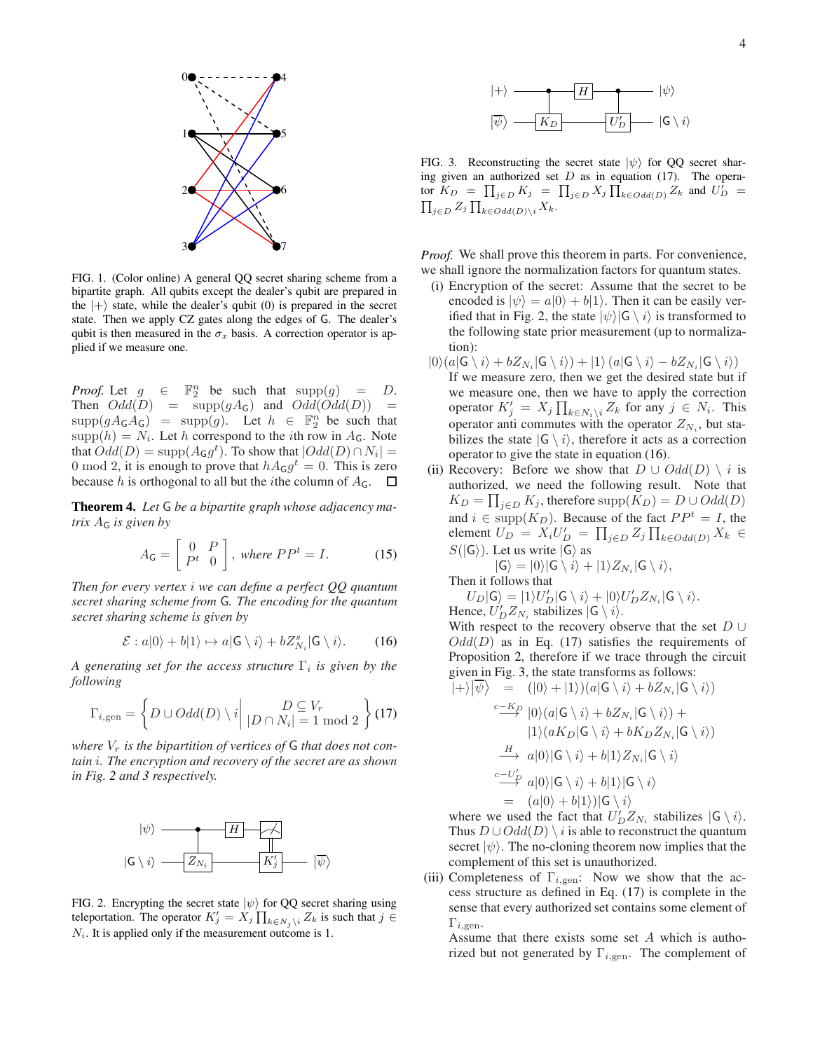FIG. 1. (Color online) A general QQ secret sharing scheme from a bipartite graph. All qubits except the dealer's qubit are prepared in the $|+\rangle$ state, while the dealer's qubit (0) is prepared in the secret state. Then we apply CZ gates along the edges of G. The dealer's qubit is then measured in the $\sigma_x$ basis. A correction operator is applied if we measure one.

*Proof.* Let $g \in \mathbb{F}_2^n$ be such that $\text{supp}(g) = D$. Then $Odd(D) = \text{supp}(gA_\mathsf{G})$ and $Odd(Odd(D)) = \text{supp}(gA_\mathsf{G}A_\mathsf{G}) = \text{supp}(g)$. Let $h \in \mathbb{F}_2^n$ be such that $\text{supp}(h) = N_i$. Let $h$ correspond to the $i$th row in $A_\mathsf{G}$. Note that $Odd(D) = \text{supp}(A_\mathsf{G}g^t)$. To show that $|Odd(D) \cap N_i| = 0 \bmod 2$, it is enough to prove that $hA_\mathsf{G}g^t = 0$. This is zero because $h$ is orthogonal to all but the $i$the column of $A_\mathsf{G}$. □

**Theorem 4.** *Let* G *be a bipartite graph whose adjacency matrix $A_\mathsf{G}$ is given by*

$$A_\mathsf{G} = \begin{bmatrix} 0 & P \\ P^t & 0 \end{bmatrix}, \text{ where } PP^t = I. \qquad (15)$$

*Then for every vertex $i$ we can define a perfect QQ quantum secret sharing scheme from* G*. The encoding for the quantum secret sharing scheme is given by*

$$\mathcal{E} : a|0\rangle + b|1\rangle \mapsto a|\mathsf{G} \setminus i\rangle + bZ_{N_i}^s|\mathsf{G} \setminus i\rangle. \qquad (16)$$

*A generating set for the access structure $\Gamma_i$ is given by the following*

$$\Gamma_{i,\text{gen}} = \left\{ D \cup Odd(D) \setminus i \,\middle|\, \begin{array}{c} D \subseteq V_r \\ |D \cap N_i| = 1 \bmod 2 \end{array} \right\} \qquad (17)$$

*where $V_r$ is the bipartition of vertices of* G *that does not contain $i$. The encryption and recovery of the secret are as shown in Fig. 2 and 3 respectively.*

FIG. 2. Encrypting the secret state $|\psi\rangle$ for QQ secret sharing using teleportation. The operator $K_j' = X_j \prod_{k \in N_j \setminus i} Z_k$ is such that $j \in N_i$. It is applied only if the measurement outcome is 1.

FIG. 3. Reconstructing the secret state $|\psi\rangle$ for QQ secret sharing given an authorized set $D$ as in equation (17). The operator $K_D = \prod_{j\in D} K_j = \prod_{j \in D} X_j \prod_{k \in Odd(D)} Z_k$ and $U_D' = \prod_{j\in D} Z_j \prod_{k \in Odd(D)\setminus i} X_k$.

*Proof.* We shall prove this theorem in parts. For convenience, we shall ignore the normalization factors for quantum states.

(i) Encryption of the secret: Assume that the secret to be encoded is $|\psi\rangle = a|0\rangle + b|1\rangle$. Then it can be easily verified that in Fig. 2, the state $|\psi\rangle|\mathsf{G} \setminus i\rangle$ is transformed to the following state prior measurement (up to normalization):
$|0\rangle(a|\mathsf{G}\setminus i\rangle + bZ_{N_i}|\mathsf{G}\setminus i\rangle) + |1\rangle(a|\mathsf{G}\setminus i\rangle - bZ_{N_i}|\mathsf{G}\setminus i\rangle)$
If we measure zero, then we get the desired state but if we measure one, then we have to apply the correction operator $K_j' = X_j \prod_{k\in N_i \setminus i} Z_k$ for any $j \in N_i$. This operator anti commutes with the operator $Z_{N_i}$, but stabilizes the state $|\mathsf{G}\setminus i\rangle$, therefore it acts as a correction operator to give the state in equation (16).

(ii) Recovery: Before we show that $D \cup Odd(D) \setminus i$ is authorized, we need the following result. Note that $K_D = \prod_{j\in D} K_j$, therefore $\text{supp}(K_D) = D \cup Odd(D)$ and $i \in \text{supp}(K_D)$. Because of the fact $PP^t = I$, the element $U_D = X_i U_D' = \prod_{j\in D} Z_j \prod_{k \in Odd(D)} X_k \in S(|\mathsf{G}\rangle)$. Let us write $|\mathsf{G}\rangle$ as
$|\mathsf{G}\rangle = |0\rangle|\mathsf{G}\setminus i\rangle + |1\rangle Z_{N_i}|\mathsf{G}\setminus i\rangle,$
Then it follows that
$U_D|\mathsf{G}\rangle = |1\rangle U_D'|\mathsf{G}\setminus i\rangle + |0\rangle U_D' Z_{N_i}|\mathsf{G}\setminus i\rangle.$
Hence, $U_D' Z_{N_i}$ stabilizes $|\mathsf{G}\setminus i\rangle$.
With respect to the recovery observe that the set $D \cup Odd(D)$ as in Eq. (17) satisfies the requirements of Proposition 2, therefore if we trace through the circuit given in Fig. 3, the state transforms as follows:

$$\begin{aligned}
|+\rangle|\overline{\psi}\rangle &= (|0\rangle + |1\rangle)(a|\mathsf{G}\setminus i\rangle + bZ_{N_i}|\mathsf{G}\setminus i\rangle) \\
&\xrightarrow{c-K_D} |0\rangle(a|\mathsf{G}\setminus i\rangle + bZ_{N_i}|\mathsf{G}\setminus i\rangle) + \\
&\qquad |1\rangle(aK_D|\mathsf{G}\setminus i\rangle + bK_D Z_{N_i}|\mathsf{G}\setminus i\rangle) \\
&\xrightarrow{H} a|0\rangle|\mathsf{G}\setminus i\rangle + b|1\rangle Z_{N_i}|\mathsf{G}\setminus i\rangle \\
&\xrightarrow{c-U_D'} a|0\rangle|\mathsf{G}\setminus i\rangle + b|1\rangle|\mathsf{G}\setminus i\rangle \\
&= (a|0\rangle + b|1\rangle)|\mathsf{G}\setminus i\rangle
\end{aligned}$$

where we used the fact that $U_D' Z_{N_i}$ stabilizes $|\mathsf{G}\setminus i\rangle$. Thus $D \cup Odd(D) \setminus i$ is able to reconstruct the quantum secret $|\psi\rangle$. The no-cloning theorem now implies that the complement of this set is unauthorized.

(iii) Completeness of $\Gamma_{i,\text{gen}}$: Now we show that the access structure as defined in Eq. (17) is complete in the sense that every authorized set contains some element of $\Gamma_{i,\text{gen}}$.
Assume that there exists some set $A$ which is authorized but not generated by $\Gamma_{i,\text{gen}}$. The complement of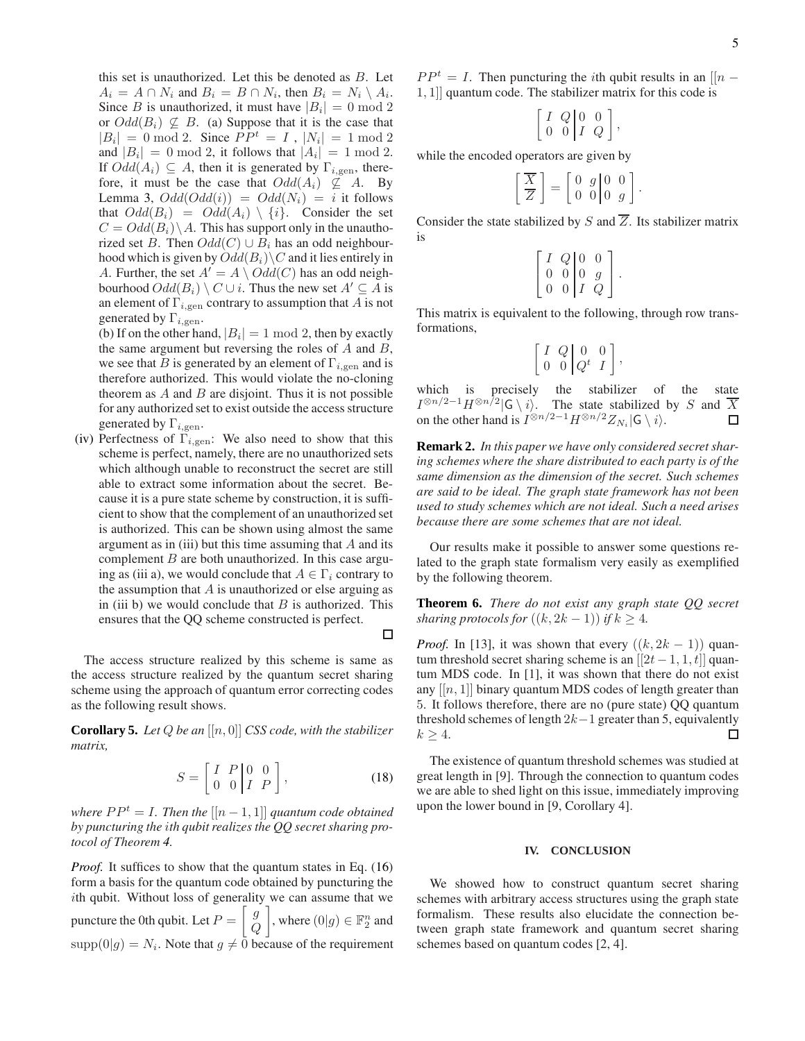this set is unauthorized. Let this be denoted as $B$. Let $A_i = A \cap N_i$ and $B_i = B \cap N_i$, then $B_i = N_i \setminus A_i$. Since $B$ is unauthorized, it must have $|B_i| = 0 \bmod 2$ or $Odd(B_i) \not\subseteq B$. (a) Suppose that it is the case that $|B_i| = 0 \bmod 2$. Since $PP^t = I$ , $|N_i| = 1 \bmod 2$ and $|B_i| = 0 \bmod 2$, it follows that $|A_i| = 1 \bmod 2$. If $Odd(A_i) \subseteq A$, then it is generated by $\Gamma_{i,\text{gen}}$, therefore, it must be the case that $Odd(A_i) \not\subseteq A$. By Lemma 3, $Odd(Odd(i)) = Odd(N_i) = i$ it follows that $Odd(B_i) = Odd(A_i) \setminus \{i\}$. Consider the set $C = Odd(B_i) \setminus A$. This has support only in the unauthorized set $B$. Then $Odd(C) \cup B_i$ has an odd neighbourhood which is given by $Odd(B_i) \setminus C$ and it lies entirely in $A$. Further, the set $A' = A \setminus Odd(C)$ has an odd neighbourhood $Odd(B_i) \setminus C \cup i$. Thus the new set $A' \subseteq A$ is an element of $\Gamma_{i,\text{gen}}$ contrary to assumption that $A$ is not generated by $\Gamma_{i,\text{gen}}$.

(b) If on the other hand, $|B_i| = 1 \bmod 2$, then by exactly the same argument but reversing the roles of $A$ and $B$, we see that $B$ is generated by an element of $\Gamma_{i,\text{gen}}$ and is therefore authorized. This would violate the no-cloning theorem as $A$ and $B$ are disjoint. Thus it is not possible for any authorized set to exist outside the access structure generated by $\Gamma_{i,\text{gen}}$.

(iv) Perfectness of $\Gamma_{i,\text{gen}}$: We also need to show that this scheme is perfect, namely, there are no unauthorized sets which although unable to reconstruct the secret are still able to extract some information about the secret. Because it is a pure state scheme by construction, it is sufficient to show that the complement of an unauthorized set is authorized. This can be shown using almost the same argument as in (iii) but this time assuming that $A$ and its complement $B$ are both unauthorized. In this case arguing as (iii a), we would conclude that $A \in \Gamma_i$ contrary to the assumption that $A$ is unauthorized or else arguing as in (iii b) we would conclude that $B$ is authorized. This ensures that the QQ scheme constructed is perfect. □

The access structure realized by this scheme is same as the access structure realized by the quantum secret sharing scheme using the approach of quantum error correcting codes as the following result shows.

**Corollary 5.** *Let $Q$ be an $[[n, 0]]$ CSS code, with the stabilizer matrix,*

$$S = \left[\begin{array}{cc|cc} I & P & 0 & 0 \\ 0 & 0 & I & P \end{array}\right], \tag{18}$$

*where $PP^t = I$. Then the $[[n-1, 1]]$ quantum code obtained by puncturing the $i$th qubit realizes the QQ secret sharing protocol of Theorem 4.*

*Proof.* It suffices to show that the quantum states in Eq. (16) form a basis for the quantum code obtained by puncturing the $i$th qubit. Without loss of generality we can assume that we puncture the 0th qubit. Let $P = \left[\begin{array}{c} g \\ Q \end{array}\right]$, where $(0|g) \in \mathbb{F}_2^n$ and $\text{supp}(0|g) = N_i$. Note that $g \neq 0$ because of the requirement $PP^t = I$. Then puncturing the $i$th qubit results in an $[[n-1, 1]]$ quantum code. The stabilizer matrix for this code is

$$\left[\begin{array}{cc|cc} I & Q & 0 & 0 \\ 0 & 0 & I & Q \end{array}\right],$$

while the encoded operators are given by

$$\left[\begin{array}{c} \overline{X} \\ \overline{Z} \end{array}\right] = \left[\begin{array}{cc|cc} 0 & g & 0 & 0 \\ 0 & 0 & 0 & g \end{array}\right].$$

Consider the state stabilized by $S$ and $\overline{Z}$. Its stabilizer matrix is

$$\left[\begin{array}{cc|cc} I & Q & 0 & 0 \\ 0 & 0 & 0 & g \\ 0 & 0 & I & Q \end{array}\right].$$

This matrix is equivalent to the following, through row transformations,

$$\left[\begin{array}{cc|cc} I & Q & 0 & 0 \\ 0 & 0 & Q^t & I \end{array}\right],$$

which is precisely the stabilizer of the state $I^{\otimes n/2-1} H^{\otimes n/2} |\mathsf{G} \setminus i\rangle$. The state stabilized by $S$ and $\overline{X}$ on the other hand is $I^{\otimes n/2-1} H^{\otimes n/2} Z_{N_i} |\mathsf{G} \setminus i\rangle$. □

**Remark 2.** *In this paper we have only considered secret sharing schemes where the share distributed to each party is of the same dimension as the dimension of the secret. Such schemes are said to be ideal. The graph state framework has not been used to study schemes which are not ideal. Such a need arises because there are some schemes that are not ideal.*

Our results make it possible to answer some questions related to the graph state formalism very easily as exemplified by the following theorem.

**Theorem 6.** *There do not exist any graph state QQ secret sharing protocols for $((k, 2k-1))$ if $k \geq 4$.*

*Proof.* In [13], it was shown that every $((k, 2k-1))$ quantum threshold secret sharing scheme is an $[[2t-1, 1, t]]$ quantum MDS code. In [1], it was shown that there do not exist any $[[n, 1]]$ binary quantum MDS codes of length greater than 5. It follows therefore, there are no (pure state) QQ quantum threshold schemes of length $2k-1$ greater than 5, equivalently $k \geq 4$. □

The existence of quantum threshold schemes was studied at great length in [9]. Through the connection to quantum codes we are able to shed light on this issue, immediately improving upon the lower bound in [9, Corollary 4].

## IV. CONCLUSION

We showed how to construct quantum secret sharing schemes with arbitrary access structures using the graph state formalism. These results also elucidate the connection between graph state framework and quantum secret sharing schemes based on quantum codes [2, 4].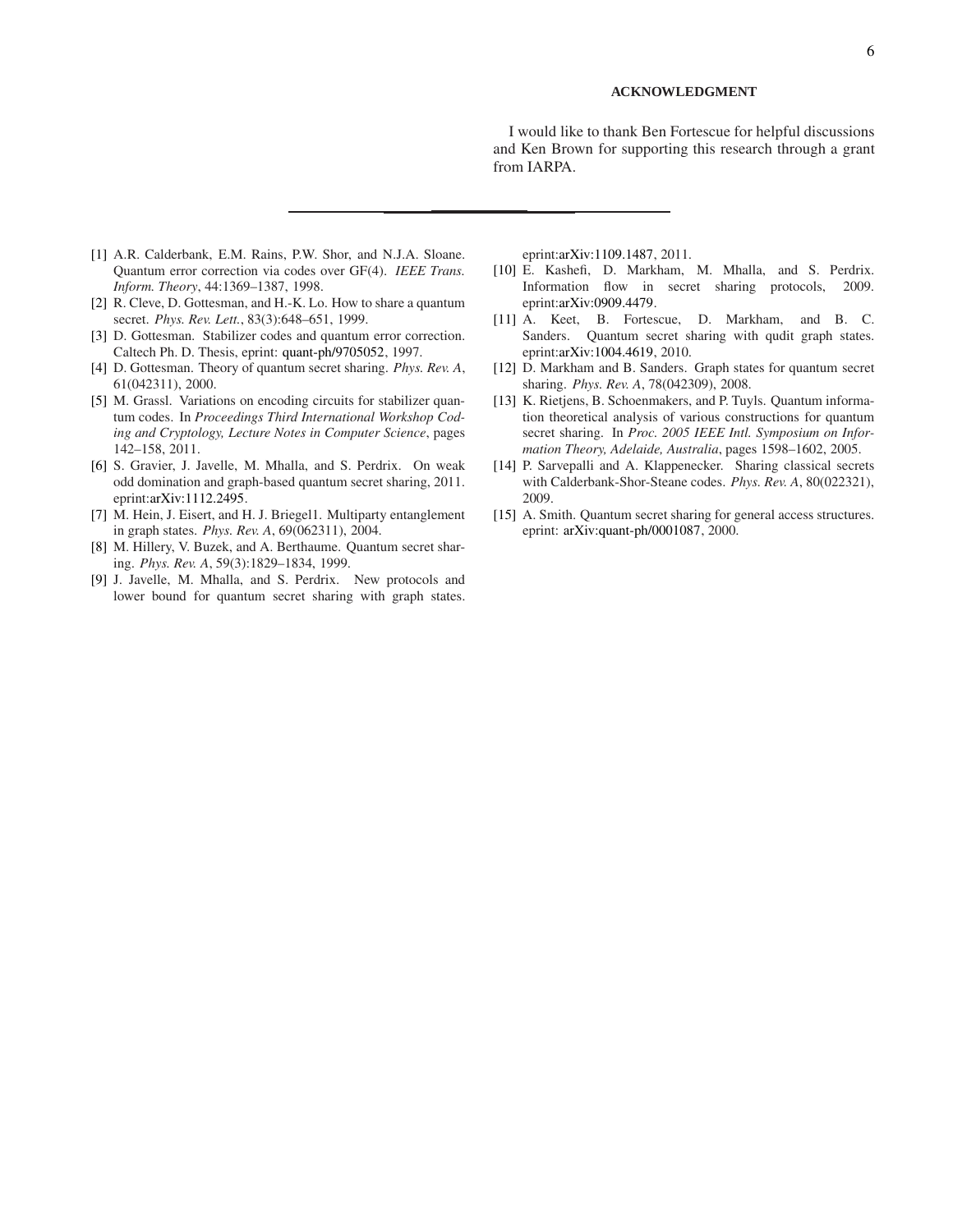## ACKNOWLEDGMENT

I would like to thank Ben Fortescue for helpful discussions and Ken Brown for supporting this research through a grant from IARPA.

[1] A.R. Calderbank, E.M. Rains, P.W. Shor, and N.J.A. Sloane. Quantum error correction via codes over GF(4). *IEEE Trans. Inform. Theory*, 44:1369–1387, 1998.

[2] R. Cleve, D. Gottesman, and H.-K. Lo. How to share a quantum secret. *Phys. Rev. Lett.*, 83(3):648–651, 1999.

[3] D. Gottesman. Stabilizer codes and quantum error correction. Caltech Ph. D. Thesis, eprint: quant-ph/9705052, 1997.

[4] D. Gottesman. Theory of quantum secret sharing. *Phys. Rev. A*, 61(042311), 2000.

[5] M. Grassl. Variations on encoding circuits for stabilizer quantum codes. In *Proceedings Third International Workshop Coding and Cryptology, Lecture Notes in Computer Science*, pages 142–158, 2011.

[6] S. Gravier, J. Javelle, M. Mhalla, and S. Perdrix. On weak odd domination and graph-based quantum secret sharing, 2011. eprint:arXiv:1112.2495.

[7] M. Hein, J. Eisert, and H. J. Briegel1. Multiparty entanglement in graph states. *Phys. Rev. A*, 69(062311), 2004.

[8] M. Hillery, V. Buzek, and A. Berthaume. Quantum secret sharing. *Phys. Rev. A*, 59(3):1829–1834, 1999.

[9] J. Javelle, M. Mhalla, and S. Perdrix. New protocols and lower bound for quantum secret sharing with graph states. eprint:arXiv:1109.1487, 2011.

[10] E. Kashefi, D. Markham, M. Mhalla, and S. Perdrix. Information flow in secret sharing protocols, 2009. eprint:arXiv:0909.4479.

[11] A. Keet, B. Fortescue, D. Markham, and B. C. Sanders. Quantum secret sharing with qudit graph states. eprint:arXiv:1004.4619, 2010.

[12] D. Markham and B. Sanders. Graph states for quantum secret sharing. *Phys. Rev. A*, 78(042309), 2008.

[13] K. Rietjens, B. Schoenmakers, and P. Tuyls. Quantum information theoretical analysis of various constructions for quantum secret sharing. In *Proc. 2005 IEEE Intl. Symposium on Information Theory, Adelaide, Australia*, pages 1598–1602, 2005.

[14] P. Sarvepalli and A. Klappenecker. Sharing classical secrets with Calderbank-Shor-Steane codes. *Phys. Rev. A*, 80(022321), 2009.

[15] A. Smith. Quantum secret sharing for general access structures. eprint: arXiv:quant-ph/0001087, 2000.